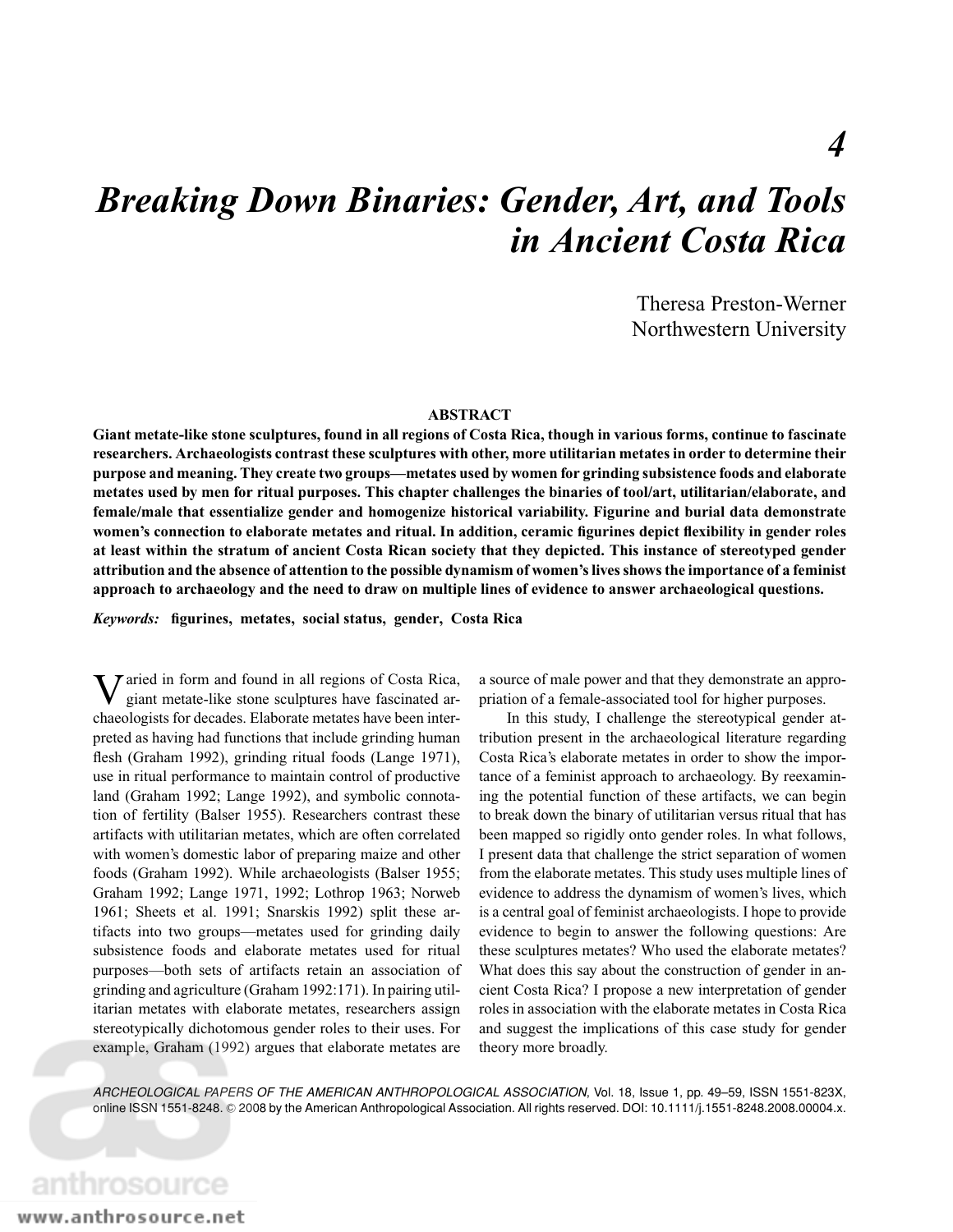# 4

# *Breaking Down Binaries: Gender, Art, and Tools in Ancient Costa Rica*

Theresa Preston-Werner
Northwestern University

## ABSTRACT

**Giant metate-like stone sculptures, found in all regions of Costa Rica, though in various forms, continue to fascinate researchers. Archaeologists contrast these sculptures with other, more utilitarian metates in order to determine their purpose and meaning. They create two groups—metates used by women for grinding subsistence foods and elaborate metates used by men for ritual purposes. This chapter challenges the binaries of tool/art, utilitarian/elaborate, and female/male that essentialize gender and homogenize historical variability. Figurine and burial data demonstrate women's connection to elaborate metates and ritual. In addition, ceramic figurines depict flexibility in gender roles at least within the stratum of ancient Costa Rican society that they depicted. This instance of stereotyped gender attribution and the absence of attention to the possible dynamism of women's lives shows the importance of a feminist approach to archaeology and the need to draw on multiple lines of evidence to answer archaeological questions.**

***Keywords:*** **figurines, metates, social status, gender, Costa Rica**

Varied in form and found in all regions of Costa Rica, giant metate-like stone sculptures have fascinated archaeologists for decades. Elaborate metates have been interpreted as having had functions that include grinding human flesh (Graham 1992), grinding ritual foods (Lange 1971), use in ritual performance to maintain control of productive land (Graham 1992; Lange 1992), and symbolic connotation of fertility (Balser 1955). Researchers contrast these artifacts with utilitarian metates, which are often correlated with women's domestic labor of preparing maize and other foods (Graham 1992). While archaeologists (Balser 1955; Graham 1992; Lange 1971, 1992; Lothrop 1963; Norweb 1961; Sheets et al. 1991; Snarskis 1992) split these artifacts into two groups—metates used for grinding daily subsistence foods and elaborate metates used for ritual purposes—both sets of artifacts retain an association of grinding and agriculture (Graham 1992:171). In pairing utilitarian metates with elaborate metates, researchers assign stereotypically dichotomous gender roles to their uses. For example, Graham (1992) argues that elaborate metates are a source of male power and that they demonstrate an appropriation of a female-associated tool for higher purposes.

In this study, I challenge the stereotypical gender attribution present in the archaeological literature regarding Costa Rica's elaborate metates in order to show the importance of a feminist approach to archaeology. By reexamining the potential function of these artifacts, we can begin to break down the binary of utilitarian versus ritual that has been mapped so rigidly onto gender roles. In what follows, I present data that challenge the strict separation of women from the elaborate metates. This study uses multiple lines of evidence to address the dynamism of women's lives, which is a central goal of feminist archaeologists. I hope to provide evidence to begin to answer the following questions: Are these sculptures metates? Who used the elaborate metates? What does this say about the construction of gender in ancient Costa Rica? I propose a new interpretation of gender roles in association with the elaborate metates in Costa Rica and suggest the implications of this case study for gender theory more broadly.

*ARCHEOLOGICAL PAPERS OF THE AMERICAN ANTHROPOLOGICAL ASSOCIATION*, Vol. 18, Issue 1, pp. 49–59, ISSN 1551-823X, online ISSN 1551-8248. © 2008 by the American Anthropological Association. All rights reserved. DOI: 10.1111/j.1551-8248.2008.00004.x.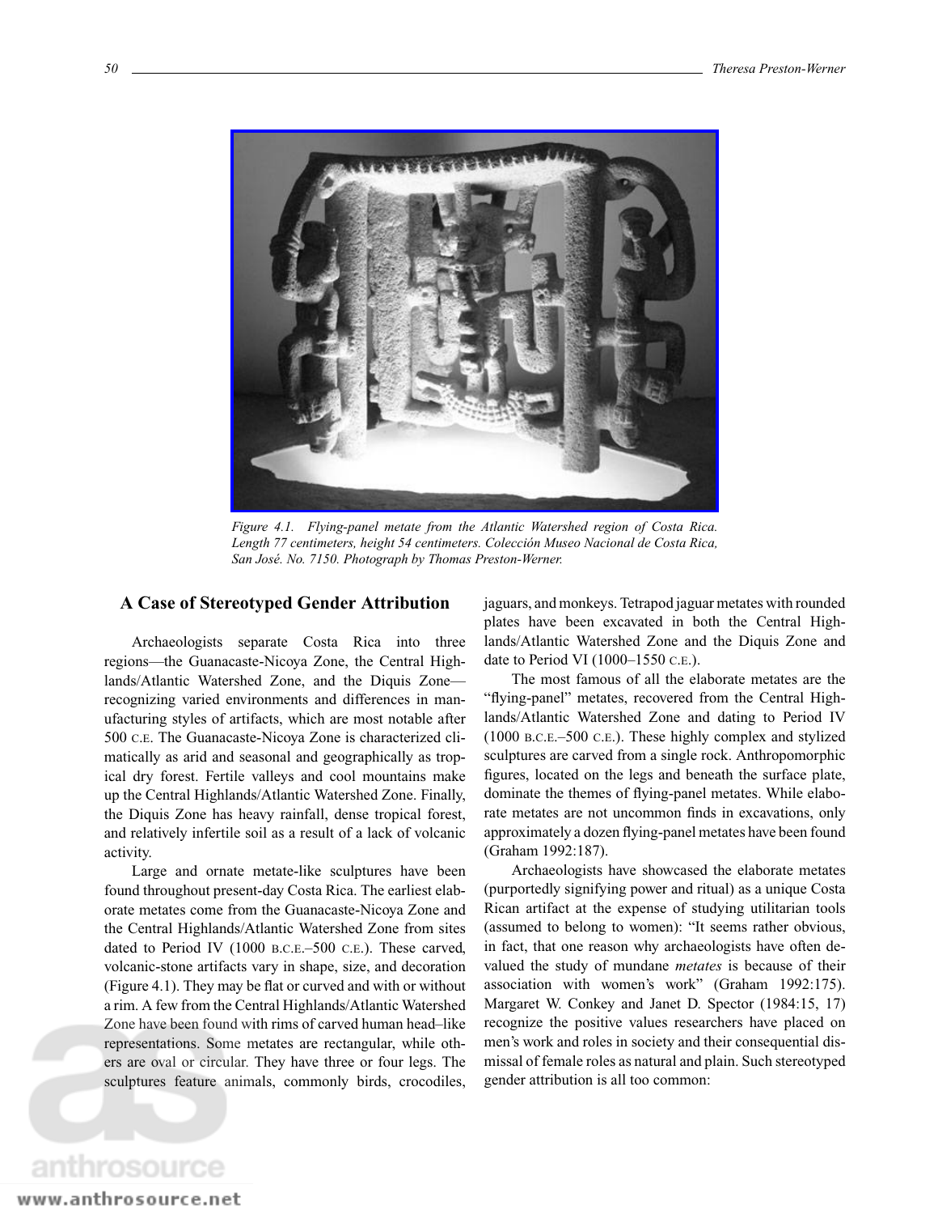Figure 4.1. Flying-panel metate from the Atlantic Watershed region of Costa Rica. Length 77 centimeters, height 54 centimeters. Colección Museo Nacional de Costa Rica, San José. No. 7150. Photograph by Thomas Preston-Werner.

## A Case of Stereotyped Gender Attribution

Archaeologists separate Costa Rica into three regions—the Guanacaste-Nicoya Zone, the Central Highlands/Atlantic Watershed Zone, and the Diquis Zone—recognizing varied environments and differences in manufacturing styles of artifacts, which are most notable after 500 C.E. The Guanacaste-Nicoya Zone is characterized climatically as arid and seasonal and geographically as tropical dry forest. Fertile valleys and cool mountains make up the Central Highlands/Atlantic Watershed Zone. Finally, the Diquis Zone has heavy rainfall, dense tropical forest, and relatively infertile soil as a result of a lack of volcanic activity.

Large and ornate metate-like sculptures have been found throughout present-day Costa Rica. The earliest elaborate metates come from the Guanacaste-Nicoya Zone and the Central Highlands/Atlantic Watershed Zone from sites dated to Period IV (1000 B.C.E.–500 C.E.). These carved, volcanic-stone artifacts vary in shape, size, and decoration (Figure 4.1). They may be flat or curved and with or without a rim. A few from the Central Highlands/Atlantic Watershed Zone have been found with rims of carved human head–like representations. Some metates are rectangular, while others are oval or circular. They have three or four legs. The sculptures feature animals, commonly birds, crocodiles, jaguars, and monkeys. Tetrapod jaguar metates with rounded plates have been excavated in both the Central Highlands/Atlantic Watershed Zone and the Diquis Zone and date to Period VI (1000–1550 C.E.).

The most famous of all the elaborate metates are the "flying-panel" metates, recovered from the Central Highlands/Atlantic Watershed Zone and dating to Period IV (1000 B.C.E.–500 C.E.). These highly complex and stylized sculptures are carved from a single rock. Anthropomorphic figures, located on the legs and beneath the surface plate, dominate the themes of flying-panel metates. While elaborate metates are not uncommon finds in excavations, only approximately a dozen flying-panel metates have been found (Graham 1992:187).

Archaeologists have showcased the elaborate metates (purportedly signifying power and ritual) as a unique Costa Rican artifact at the expense of studying utilitarian tools (assumed to belong to women): "It seems rather obvious, in fact, that one reason why archaeologists have often devalued the study of mundane *metates* is because of their association with women's work" (Graham 1992:175). Margaret W. Conkey and Janet D. Spector (1984:15, 17) recognize the positive values researchers have placed on men's work and roles in society and their consequential dismissal of female roles as natural and plain. Such stereotyped gender attribution is all too common: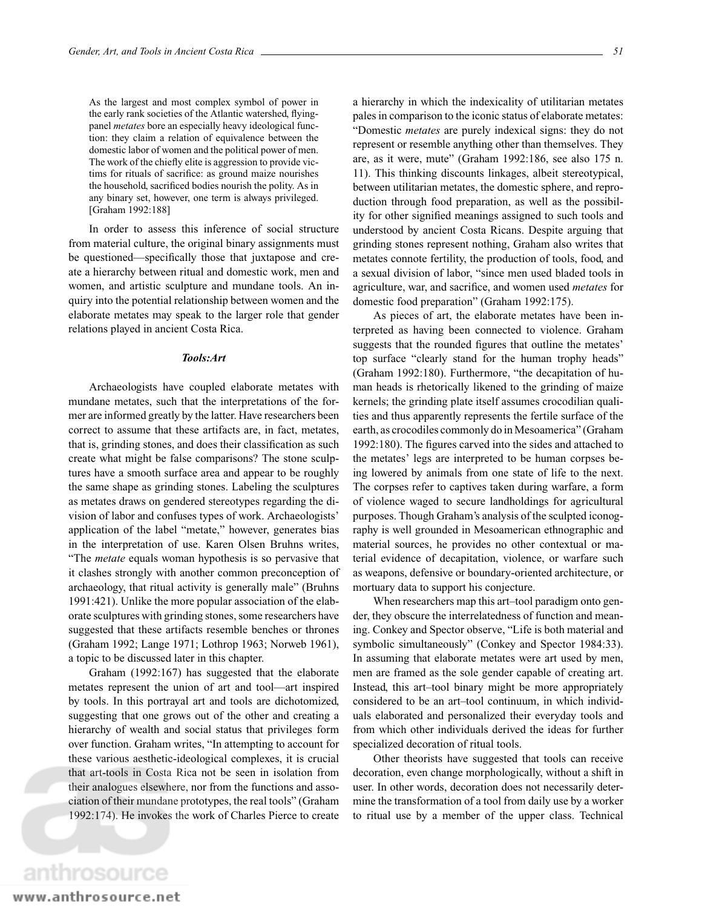> As the largest and most complex symbol of power in the early rank societies of the Atlantic watershed, flying-panel *metates* bore an especially heavy ideological function: they claim a relation of equivalence between the domestic labor of women and the political power of men. The work of the chiefly elite is aggression to provide victims for rituals of sacrifice: as ground maize nourishes the household, sacrificed bodies nourish the polity. As in any binary set, however, one term is always privileged. [Graham 1992:188]

In order to assess this inference of social structure from material culture, the original binary assignments must be questioned—specifically those that juxtapose and create a hierarchy between ritual and domestic work, men and women, and artistic sculpture and mundane tools. An inquiry into the potential relationship between women and the elaborate metates may speak to the larger role that gender relations played in ancient Costa Rica.

### *Tools:Art*

Archaeologists have coupled elaborate metates with mundane metates, such that the interpretations of the former are informed greatly by the latter. Have researchers been correct to assume that these artifacts are, in fact, metates, that is, grinding stones, and does their classification as such create what might be false comparisons? The stone sculptures have a smooth surface area and appear to be roughly the same shape as grinding stones. Labeling the sculptures as metates draws on gendered stereotypes regarding the division of labor and confuses types of work. Archaeologists' application of the label "metate," however, generates bias in the interpretation of use. Karen Olsen Bruhns writes, "The *metate* equals woman hypothesis is so pervasive that it clashes strongly with another common preconception of archaeology, that ritual activity is generally male" (Bruhns 1991:421). Unlike the more popular association of the elaborate sculptures with grinding stones, some researchers have suggested that these artifacts resemble benches or thrones (Graham 1992; Lange 1971; Lothrop 1963; Norweb 1961), a topic to be discussed later in this chapter.

Graham (1992:167) has suggested that the elaborate metates represent the union of art and tool—art inspired by tools. In this portrayal art and tools are dichotomized, suggesting that one grows out of the other and creating a hierarchy of wealth and social status that privileges form over function. Graham writes, "In attempting to account for these various aesthetic-ideological complexes, it is crucial that art-tools in Costa Rica not be seen in isolation from their analogues elsewhere, nor from the functions and association of their mundane prototypes, the real tools" (Graham 1992:174). He invokes the work of Charles Pierce to create a hierarchy in which the indexicality of utilitarian metates pales in comparison to the iconic status of elaborate metates: "Domestic *metates* are purely indexical signs: they do not represent or resemble anything other than themselves. They are, as it were, mute" (Graham 1992:186, see also 175 n. 11). This thinking discounts linkages, albeit stereotypical, between utilitarian metates, the domestic sphere, and reproduction through food preparation, as well as the possibility for other signified meanings assigned to such tools and understood by ancient Costa Ricans. Despite arguing that grinding stones represent nothing, Graham also writes that metates connote fertility, the production of tools, food, and a sexual division of labor, "since men used bladed tools in agriculture, war, and sacrifice, and women used *metates* for domestic food preparation" (Graham 1992:175).

As pieces of art, the elaborate metates have been interpreted as having been connected to violence. Graham suggests that the rounded figures that outline the metates' top surface "clearly stand for the human trophy heads" (Graham 1992:180). Furthermore, "the decapitation of human heads is rhetorically likened to the grinding of maize kernels; the grinding plate itself assumes crocodilian qualities and thus apparently represents the fertile surface of the earth, as crocodiles commonly do in Mesoamerica" (Graham 1992:180). The figures carved into the sides and attached to the metates' legs are interpreted to be human corpses being lowered by animals from one state of life to the next. The corpses refer to captives taken during warfare, a form of violence waged to secure landholdings for agricultural purposes. Though Graham's analysis of the sculpted iconography is well grounded in Mesoamerican ethnographic and material sources, he provides no other contextual or material evidence of decapitation, violence, or warfare such as weapons, defensive or boundary-oriented architecture, or mortuary data to support his conjecture.

When researchers map this art–tool paradigm onto gender, they obscure the interrelatedness of function and meaning. Conkey and Spector observe, "Life is both material and symbolic simultaneously" (Conkey and Spector 1984:33). In assuming that elaborate metates were art used by men, men are framed as the sole gender capable of creating art. Instead, this art–tool binary might be more appropriately considered to be an art–tool continuum, in which individuals elaborated and personalized their everyday tools and from which other individuals derived the ideas for further specialized decoration of ritual tools.

Other theorists have suggested that tools can receive decoration, even change morphologically, without a shift in user. In other words, decoration does not necessarily determine the transformation of a tool from daily use by a worker to ritual use by a member of the upper class. Technical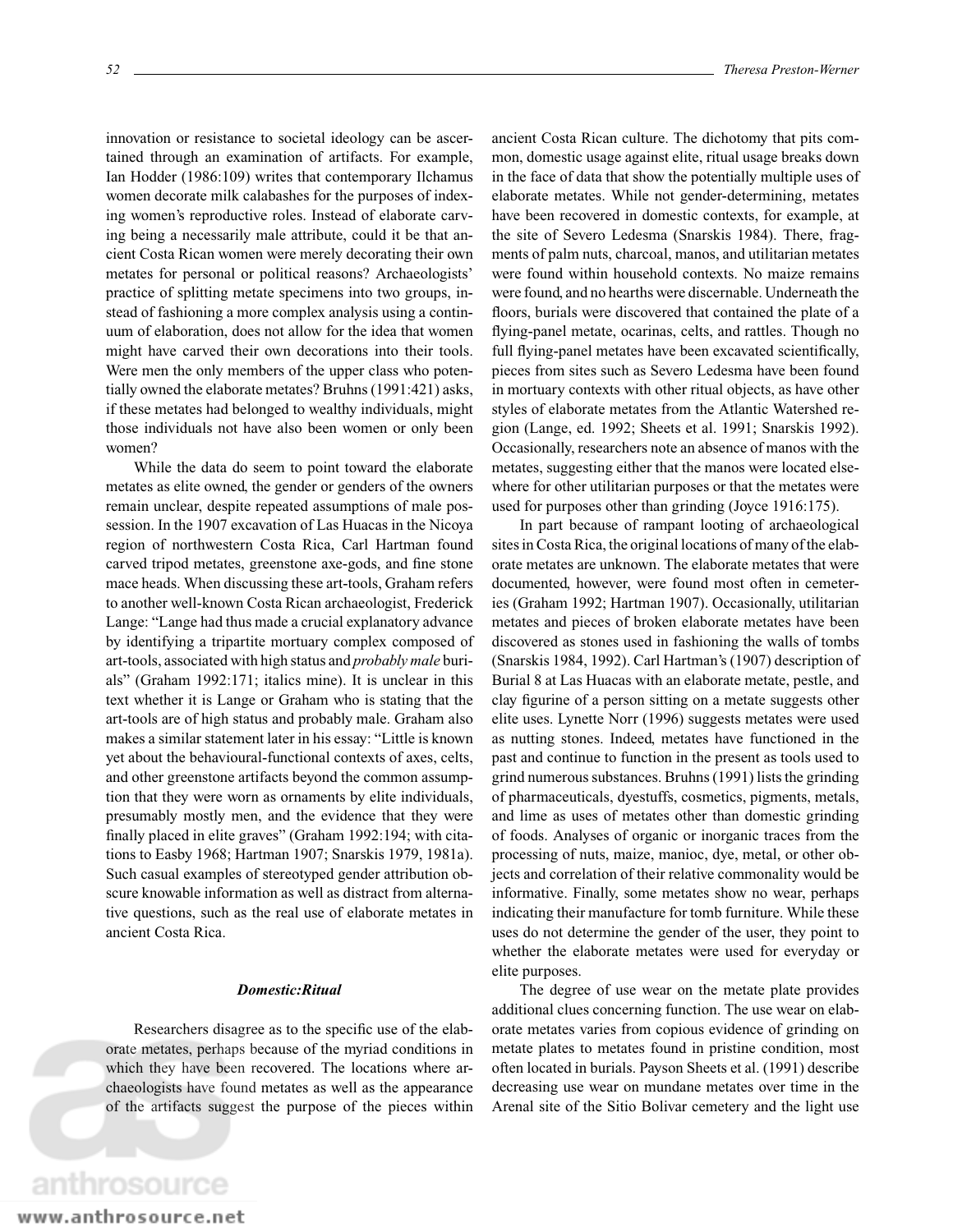innovation or resistance to societal ideology can be ascertained through an examination of artifacts. For example, Ian Hodder (1986:109) writes that contemporary Ilchamus women decorate milk calabashes for the purposes of indexing women's reproductive roles. Instead of elaborate carving being a necessarily male attribute, could it be that ancient Costa Rican women were merely decorating their own metates for personal or political reasons? Archaeologists' practice of splitting metate specimens into two groups, instead of fashioning a more complex analysis using a continuum of elaboration, does not allow for the idea that women might have carved their own decorations into their tools. Were men the only members of the upper class who potentially owned the elaborate metates? Bruhns (1991:421) asks, if these metates had belonged to wealthy individuals, might those individuals not have also been women or only been women?

While the data do seem to point toward the elaborate metates as elite owned, the gender or genders of the owners remain unclear, despite repeated assumptions of male possession. In the 1907 excavation of Las Huacas in the Nicoya region of northwestern Costa Rica, Carl Hartman found carved tripod metates, greenstone axe-gods, and fine stone mace heads. When discussing these art-tools, Graham refers to another well-known Costa Rican archaeologist, Frederick Lange: "Lange had thus made a crucial explanatory advance by identifying a tripartite mortuary complex composed of art-tools, associated with high status and *probably male* burials" (Graham 1992:171; italics mine). It is unclear in this text whether it is Lange or Graham who is stating that the art-tools are of high status and probably male. Graham also makes a similar statement later in his essay: "Little is known yet about the behavioural-functional contexts of axes, celts, and other greenstone artifacts beyond the common assumption that they were worn as ornaments by elite individuals, presumably mostly men, and the evidence that they were finally placed in elite graves" (Graham 1992:194; with citations to Easby 1968; Hartman 1907; Snarskis 1979, 1981a). Such casual examples of stereotyped gender attribution obscure knowable information as well as distract from alternative questions, such as the real use of elaborate metates in ancient Costa Rica.

### *Domestic:Ritual*

Researchers disagree as to the specific use of the elaborate metates, perhaps because of the myriad conditions in which they have been recovered. The locations where archaeologists have found metates as well as the appearance of the artifacts suggest the purpose of the pieces within ancient Costa Rican culture. The dichotomy that pits common, domestic usage against elite, ritual usage breaks down in the face of data that show the potentially multiple uses of elaborate metates. While not gender-determining, metates have been recovered in domestic contexts, for example, at the site of Severo Ledesma (Snarskis 1984). There, fragments of palm nuts, charcoal, manos, and utilitarian metates were found within household contexts. No maize remains were found, and no hearths were discernable. Underneath the floors, burials were discovered that contained the plate of a flying-panel metate, ocarinas, celts, and rattles. Though no full flying-panel metates have been excavated scientifically, pieces from sites such as Severo Ledesma have been found in mortuary contexts with other ritual objects, as have other styles of elaborate metates from the Atlantic Watershed region (Lange, ed. 1992; Sheets et al. 1991; Snarskis 1992). Occasionally, researchers note an absence of manos with the metates, suggesting either that the manos were located elsewhere for other utilitarian purposes or that the metates were used for purposes other than grinding (Joyce 1916:175).

In part because of rampant looting of archaeological sites in Costa Rica, the original locations of many of the elaborate metates are unknown. The elaborate metates that were documented, however, were found most often in cemeteries (Graham 1992; Hartman 1907). Occasionally, utilitarian metates and pieces of broken elaborate metates have been discovered as stones used in fashioning the walls of tombs (Snarskis 1984, 1992). Carl Hartman's (1907) description of Burial 8 at Las Huacas with an elaborate metate, pestle, and clay figurine of a person sitting on a metate suggests other elite uses. Lynette Norr (1996) suggests metates were used as nutting stones. Indeed, metates have functioned in the past and continue to function in the present as tools used to grind numerous substances. Bruhns (1991) lists the grinding of pharmaceuticals, dyestuffs, cosmetics, pigments, metals, and lime as uses of metates other than domestic grinding of foods. Analyses of organic or inorganic traces from the processing of nuts, maize, manioc, dye, metal, or other objects and correlation of their relative commonality would be informative. Finally, some metates show no wear, perhaps indicating their manufacture for tomb furniture. While these uses do not determine the gender of the user, they point to whether the elaborate metates were used for everyday or elite purposes.

The degree of use wear on the metate plate provides additional clues concerning function. The use wear on elaborate metates varies from copious evidence of grinding on metate plates to metates found in pristine condition, most often located in burials. Payson Sheets et al. (1991) describe decreasing use wear on mundane metates over time in the Arenal site of the Sitio Bolivar cemetery and the light use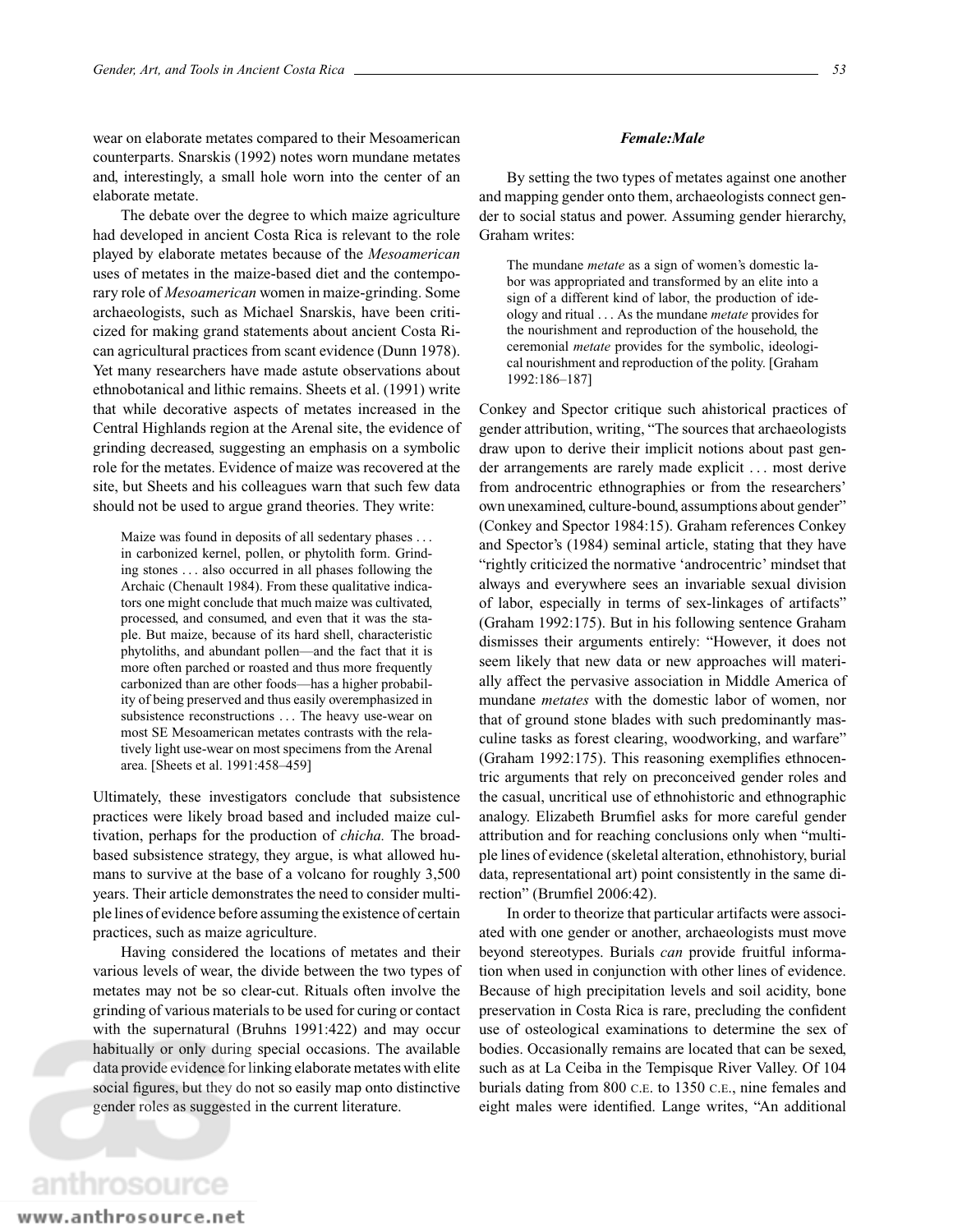wear on elaborate metates compared to their Mesoamerican counterparts. Snarskis (1992) notes worn mundane metates and, interestingly, a small hole worn into the center of an elaborate metate.

The debate over the degree to which maize agriculture had developed in ancient Costa Rica is relevant to the role played by elaborate metates because of the *Mesoamerican* uses of metates in the maize-based diet and the contemporary role of *Mesoamerican* women in maize-grinding. Some archaeologists, such as Michael Snarskis, have been criticized for making grand statements about ancient Costa Rican agricultural practices from scant evidence (Dunn 1978). Yet many researchers have made astute observations about ethnobotanical and lithic remains. Sheets et al. (1991) write that while decorative aspects of metates increased in the Central Highlands region at the Arenal site, the evidence of grinding decreased, suggesting an emphasis on a symbolic role for the metates. Evidence of maize was recovered at the site, but Sheets and his colleagues warn that such few data should not be used to argue grand theories. They write:

> Maize was found in deposits of all sedentary phases . . . in carbonized kernel, pollen, or phytolith form. Grinding stones . . . also occurred in all phases following the Archaic (Chenault 1984). From these qualitative indicators one might conclude that much maize was cultivated, processed, and consumed, and even that it was the staple. But maize, because of its hard shell, characteristic phytoliths, and abundant pollen—and the fact that it is more often parched or roasted and thus more frequently carbonized than are other foods—has a higher probability of being preserved and thus easily overemphasized in subsistence reconstructions . . . The heavy use-wear on most SE Mesoamerican metates contrasts with the relatively light use-wear on most specimens from the Arenal area. [Sheets et al. 1991:458–459]

Ultimately, these investigators conclude that subsistence practices were likely broad based and included maize cultivation, perhaps for the production of *chicha.* The broad-based subsistence strategy, they argue, is what allowed humans to survive at the base of a volcano for roughly 3,500 years. Their article demonstrates the need to consider multiple lines of evidence before assuming the existence of certain practices, such as maize agriculture.

Having considered the locations of metates and their various levels of wear, the divide between the two types of metates may not be so clear-cut. Rituals often involve the grinding of various materials to be used for curing or contact with the supernatural (Bruhns 1991:422) and may occur habitually or only during special occasions. The available data provide evidence for linking elaborate metates with elite social figures, but they do not so easily map onto distinctive gender roles as suggested in the current literature.

### *Female:Male*

By setting the two types of metates against one another and mapping gender onto them, archaeologists connect gender to social status and power. Assuming gender hierarchy, Graham writes:

> The mundane *metate* as a sign of women's domestic labor was appropriated and transformed by an elite into a sign of a different kind of labor, the production of ideology and ritual . . . As the mundane *metate* provides for the nourishment and reproduction of the household, the ceremonial *metate* provides for the symbolic, ideological nourishment and reproduction of the polity. [Graham 1992:186–187]

Conkey and Spector critique such ahistorical practices of gender attribution, writing, "The sources that archaeologists draw upon to derive their implicit notions about past gender arrangements are rarely made explicit . . . most derive from androcentric ethnographies or from the researchers' own unexamined, culture-bound, assumptions about gender" (Conkey and Spector 1984:15). Graham references Conkey and Spector's (1984) seminal article, stating that they have "rightly criticized the normative 'androcentric' mindset that always and everywhere sees an invariable sexual division of labor, especially in terms of sex-linkages of artifacts" (Graham 1992:175). But in his following sentence Graham dismisses their arguments entirely: "However, it does not seem likely that new data or new approaches will materially affect the pervasive association in Middle America of mundane *metates* with the domestic labor of women, nor that of ground stone blades with such predominantly masculine tasks as forest clearing, woodworking, and warfare" (Graham 1992:175). This reasoning exemplifies ethnocentric arguments that rely on preconceived gender roles and the casual, uncritical use of ethnohistoric and ethnographic analogy. Elizabeth Brumfiel asks for more careful gender attribution and for reaching conclusions only when "multiple lines of evidence (skeletal alteration, ethnohistory, burial data, representational art) point consistently in the same direction" (Brumfiel 2006:42).

In order to theorize that particular artifacts were associated with one gender or another, archaeologists must move beyond stereotypes. Burials *can* provide fruitful information when used in conjunction with other lines of evidence. Because of high precipitation levels and soil acidity, bone preservation in Costa Rica is rare, precluding the confident use of osteological examinations to determine the sex of bodies. Occasionally remains are located that can be sexed, such as at La Ceiba in the Tempisque River Valley. Of 104 burials dating from 800 C.E. to 1350 C.E., nine females and eight males were identified. Lange writes, "An additional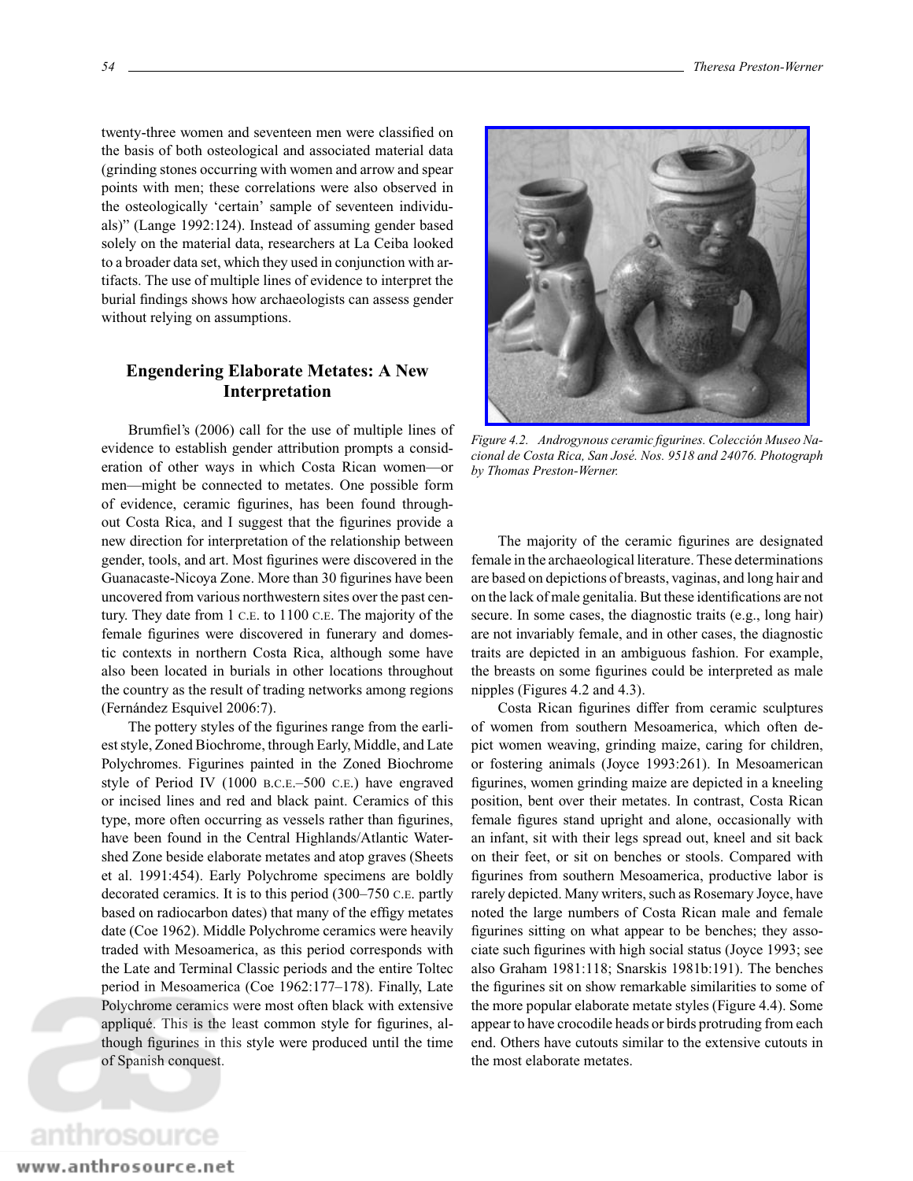twenty-three women and seventeen men were classified on the basis of both osteological and associated material data (grinding stones occurring with women and arrow and spear points with men; these correlations were also observed in the osteologically 'certain' sample of seventeen individuals)" (Lange 1992:124). Instead of assuming gender based solely on the material data, researchers at La Ceiba looked to a broader data set, which they used in conjunction with artifacts. The use of multiple lines of evidence to interpret the burial findings shows how archaeologists can assess gender without relying on assumptions.

## Engendering Elaborate Metates: A New Interpretation

Brumfiel's (2006) call for the use of multiple lines of evidence to establish gender attribution prompts a consideration of other ways in which Costa Rican women—or men—might be connected to metates. One possible form of evidence, ceramic figurines, has been found throughout Costa Rica, and I suggest that the figurines provide a new direction for interpretation of the relationship between gender, tools, and art. Most figurines were discovered in the Guanacaste-Nicoya Zone. More than 30 figurines have been uncovered from various northwestern sites over the past century. They date from 1 C.E. to 1100 C.E. The majority of the female figurines were discovered in funerary and domestic contexts in northern Costa Rica, although some have also been located in burials in other locations throughout the country as the result of trading networks among regions (Fernández Esquivel 2006:7).

The pottery styles of the figurines range from the earliest style, Zoned Biochrome, through Early, Middle, and Late Polychromes. Figurines painted in the Zoned Biochrome style of Period IV (1000 B.C.E.–500 C.E.) have engraved or incised lines and red and black paint. Ceramics of this type, more often occurring as vessels rather than figurines, have been found in the Central Highlands/Atlantic Watershed Zone beside elaborate metates and atop graves (Sheets et al. 1991:454). Early Polychrome specimens are boldly decorated ceramics. It is to this period (300–750 C.E. partly based on radiocarbon dates) that many of the effigy metates date (Coe 1962). Middle Polychrome ceramics were heavily traded with Mesoamerica, as this period corresponds with the Late and Terminal Classic periods and the entire Toltec period in Mesoamerica (Coe 1962:177–178). Finally, Late Polychrome ceramics were most often black with extensive appliqué. This is the least common style for figurines, although figurines in this style were produced until the time of Spanish conquest.

*Figure 4.2. Androgynous ceramic figurines. Colección Museo Nacional de Costa Rica, San José. Nos. 9518 and 24076. Photograph by Thomas Preston-Werner.*

The majority of the ceramic figurines are designated female in the archaeological literature. These determinations are based on depictions of breasts, vaginas, and long hair and on the lack of male genitalia. But these identifications are not secure. In some cases, the diagnostic traits (e.g., long hair) are not invariably female, and in other cases, the diagnostic traits are depicted in an ambiguous fashion. For example, the breasts on some figurines could be interpreted as male nipples (Figures 4.2 and 4.3).

Costa Rican figurines differ from ceramic sculptures of women from southern Mesoamerica, which often depict women weaving, grinding maize, caring for children, or fostering animals (Joyce 1993:261). In Mesoamerican figurines, women grinding maize are depicted in a kneeling position, bent over their metates. In contrast, Costa Rican female figures stand upright and alone, occasionally with an infant, sit with their legs spread out, kneel and sit back on their feet, or sit on benches or stools. Compared with figurines from southern Mesoamerica, productive labor is rarely depicted. Many writers, such as Rosemary Joyce, have noted the large numbers of Costa Rican male and female figurines sitting on what appear to be benches; they associate such figurines with high social status (Joyce 1993; see also Graham 1981:118; Snarskis 1981b:191). The benches the figurines sit on show remarkable similarities to some of the more popular elaborate metate styles (Figure 4.4). Some appear to have crocodile heads or birds protruding from each end. Others have cutouts similar to the extensive cutouts in the most elaborate metates.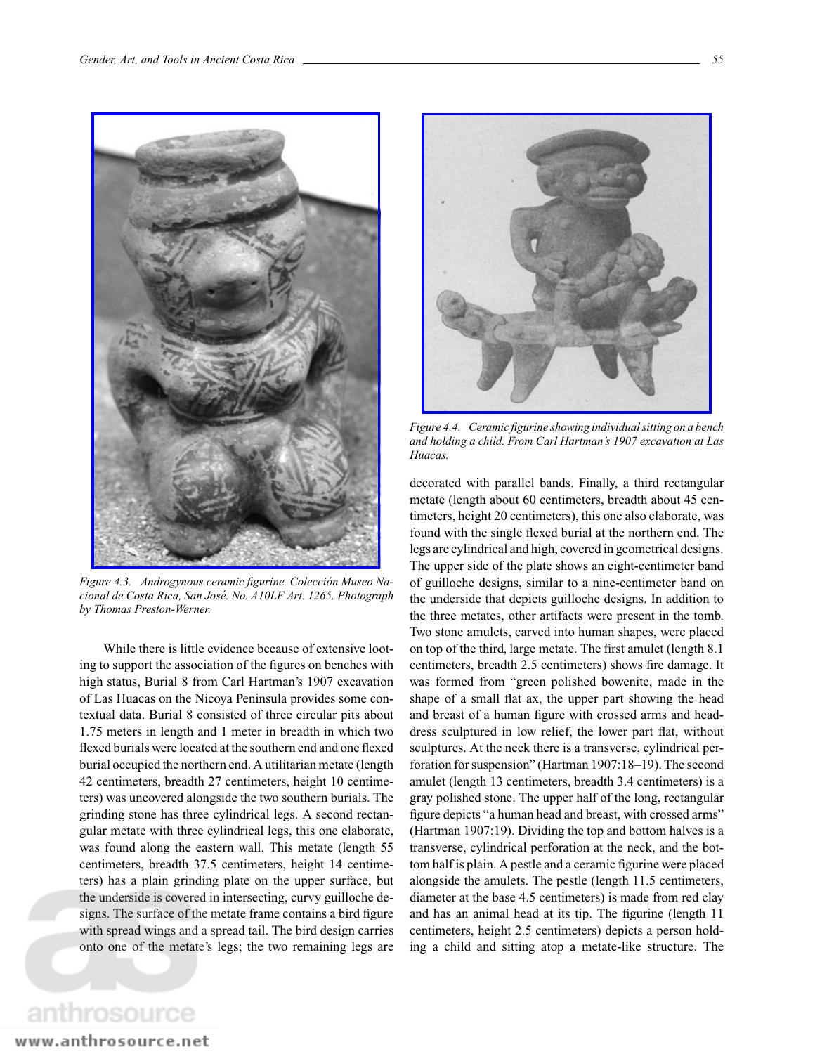Figure 4.3. Androgynous ceramic figurine. Colección Museo Nacional de Costa Rica, San José. No. A10LF Art. 1265. Photograph by Thomas Preston-Werner.

Figure 4.4. Ceramic figurine showing individual sitting on a bench and holding a child. From Carl Hartman's 1907 excavation at Las Huacas.

While there is little evidence because of extensive looting to support the association of the figures on benches with high status, Burial 8 from Carl Hartman's 1907 excavation of Las Huacas on the Nicoya Peninsula provides some contextual data. Burial 8 consisted of three circular pits about 1.75 meters in length and 1 meter in breadth in which two flexed burials were located at the southern end and one flexed burial occupied the northern end. A utilitarian metate (length 42 centimeters, breadth 27 centimeters, height 10 centimeters) was uncovered alongside the two southern burials. The grinding stone has three cylindrical legs. A second rectangular metate with three cylindrical legs, this one elaborate, was found along the eastern wall. This metate (length 55 centimeters, breadth 37.5 centimeters, height 14 centimeters) has a plain grinding plate on the upper surface, but the underside is covered in intersecting, curvy guilloche designs. The surface of the metate frame contains a bird figure with spread wings and a spread tail. The bird design carries onto one of the metate's legs; the two remaining legs are decorated with parallel bands. Finally, a third rectangular metate (length about 60 centimeters, breadth about 45 centimeters, height 20 centimeters), this one also elaborate, was found with the single flexed burial at the northern end. The legs are cylindrical and high, covered in geometrical designs. The upper side of the plate shows an eight-centimeter band of guilloche designs, similar to a nine-centimeter band on the underside that depicts guilloche designs. In addition to the three metates, other artifacts were present in the tomb. Two stone amulets, carved into human shapes, were placed on top of the third, large metate. The first amulet (length 8.1 centimeters, breadth 2.5 centimeters) shows fire damage. It was formed from "green polished bowenite, made in the shape of a small flat ax, the upper part showing the head and breast of a human figure with crossed arms and headdress sculptured in low relief, the lower part flat, without sculptures. At the neck there is a transverse, cylindrical perforation for suspension" (Hartman 1907:18–19). The second amulet (length 13 centimeters, breadth 3.4 centimeters) is a gray polished stone. The upper half of the long, rectangular figure depicts "a human head and breast, with crossed arms" (Hartman 1907:19). Dividing the top and bottom halves is a transverse, cylindrical perforation at the neck, and the bottom half is plain. A pestle and a ceramic figurine were placed alongside the amulets. The pestle (length 11.5 centimeters, diameter at the base 4.5 centimeters) is made from red clay and has an animal head at its tip. The figurine (length 11 centimeters, height 2.5 centimeters) depicts a person holding a child and sitting atop a metate-like structure. The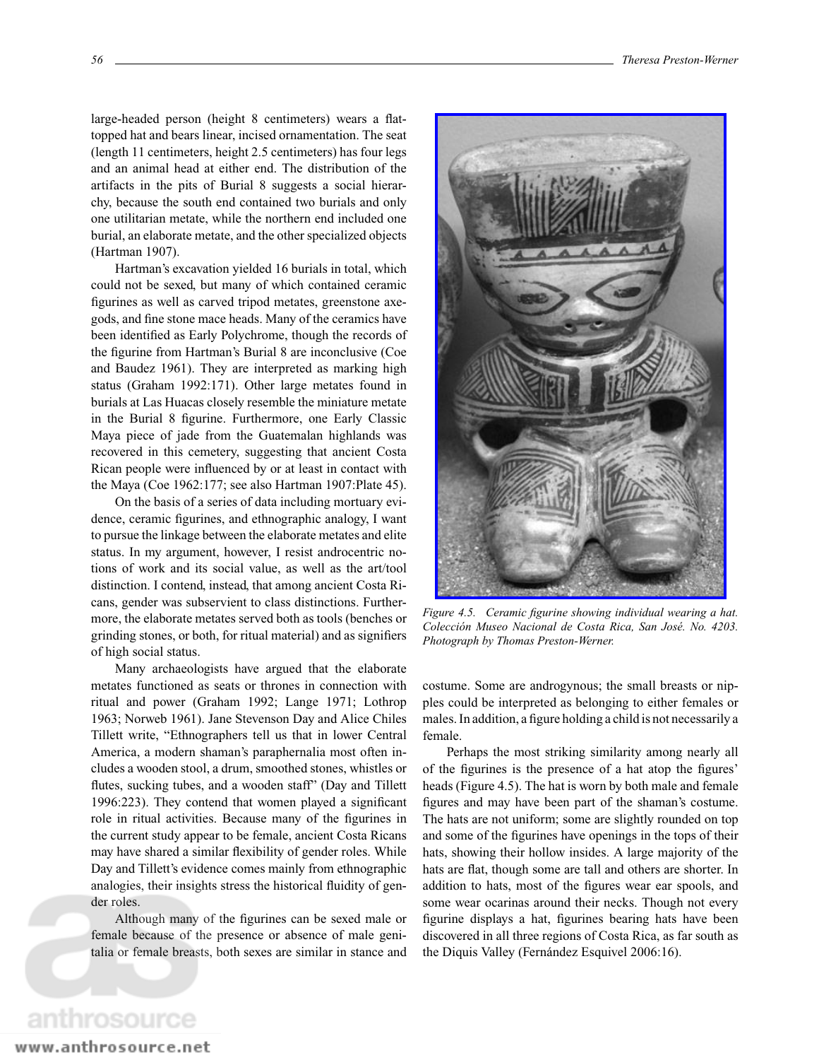large-headed person (height 8 centimeters) wears a flat-topped hat and bears linear, incised ornamentation. The seat (length 11 centimeters, height 2.5 centimeters) has four legs and an animal head at either end. The distribution of the artifacts in the pits of Burial 8 suggests a social hierarchy, because the south end contained two burials and only one utilitarian metate, while the northern end included one burial, an elaborate metate, and the other specialized objects (Hartman 1907).

Hartman's excavation yielded 16 burials in total, which could not be sexed, but many of which contained ceramic figurines as well as carved tripod metates, greenstone axe-gods, and fine stone mace heads. Many of the ceramics have been identified as Early Polychrome, though the records of the figurine from Hartman's Burial 8 are inconclusive (Coe and Baudez 1961). They are interpreted as marking high status (Graham 1992:171). Other large metates found in burials at Las Huacas closely resemble the miniature metate in the Burial 8 figurine. Furthermore, one Early Classic Maya piece of jade from the Guatemalan highlands was recovered in this cemetery, suggesting that ancient Costa Rican people were influenced by or at least in contact with the Maya (Coe 1962:177; see also Hartman 1907:Plate 45).

On the basis of a series of data including mortuary evidence, ceramic figurines, and ethnographic analogy, I want to pursue the linkage between the elaborate metates and elite status. In my argument, however, I resist androcentric notions of work and its social value, as well as the art/tool distinction. I contend, instead, that among ancient Costa Ricans, gender was subservient to class distinctions. Furthermore, the elaborate metates served both as tools (benches or grinding stones, or both, for ritual material) and as signifiers of high social status.

Many archaeologists have argued that the elaborate metates functioned as seats or thrones in connection with ritual and power (Graham 1992; Lange 1971; Lothrop 1963; Norweb 1961). Jane Stevenson Day and Alice Chiles Tillett write, "Ethnographers tell us that in lower Central America, a modern shaman's paraphernalia most often includes a wooden stool, a drum, smoothed stones, whistles or flutes, sucking tubes, and a wooden staff" (Day and Tillett 1996:223). They contend that women played a significant role in ritual activities. Because many of the figurines in the current study appear to be female, ancient Costa Ricans may have shared a similar flexibility of gender roles. While Day and Tillett's evidence comes mainly from ethnographic analogies, their insights stress the historical fluidity of gender roles.

Although many of the figurines can be sexed male or female because of the presence or absence of male genitalia or female breasts, both sexes are similar in stance and costume. Some are androgynous; the small breasts or nipples could be interpreted as belonging to either females or males. In addition, a figure holding a child is not necessarily a female.

*Figure 4.5. Ceramic figurine showing individual wearing a hat. Colección Museo Nacional de Costa Rica, San José. No. 4203. Photograph by Thomas Preston-Werner.*

Perhaps the most striking similarity among nearly all of the figurines is the presence of a hat atop the figures' heads (Figure 4.5). The hat is worn by both male and female figures and may have been part of the shaman's costume. The hats are not uniform; some are slightly rounded on top and some of the figurines have openings in the tops of their hats, showing their hollow insides. A large majority of the hats are flat, though some are tall and others are shorter. In addition to hats, most of the figures wear ear spools, and some wear ocarinas around their necks. Though not every figurine displays a hat, figurines bearing hats have been discovered in all three regions of Costa Rica, as far south as the Diquis Valley (Fernández Esquivel 2006:16).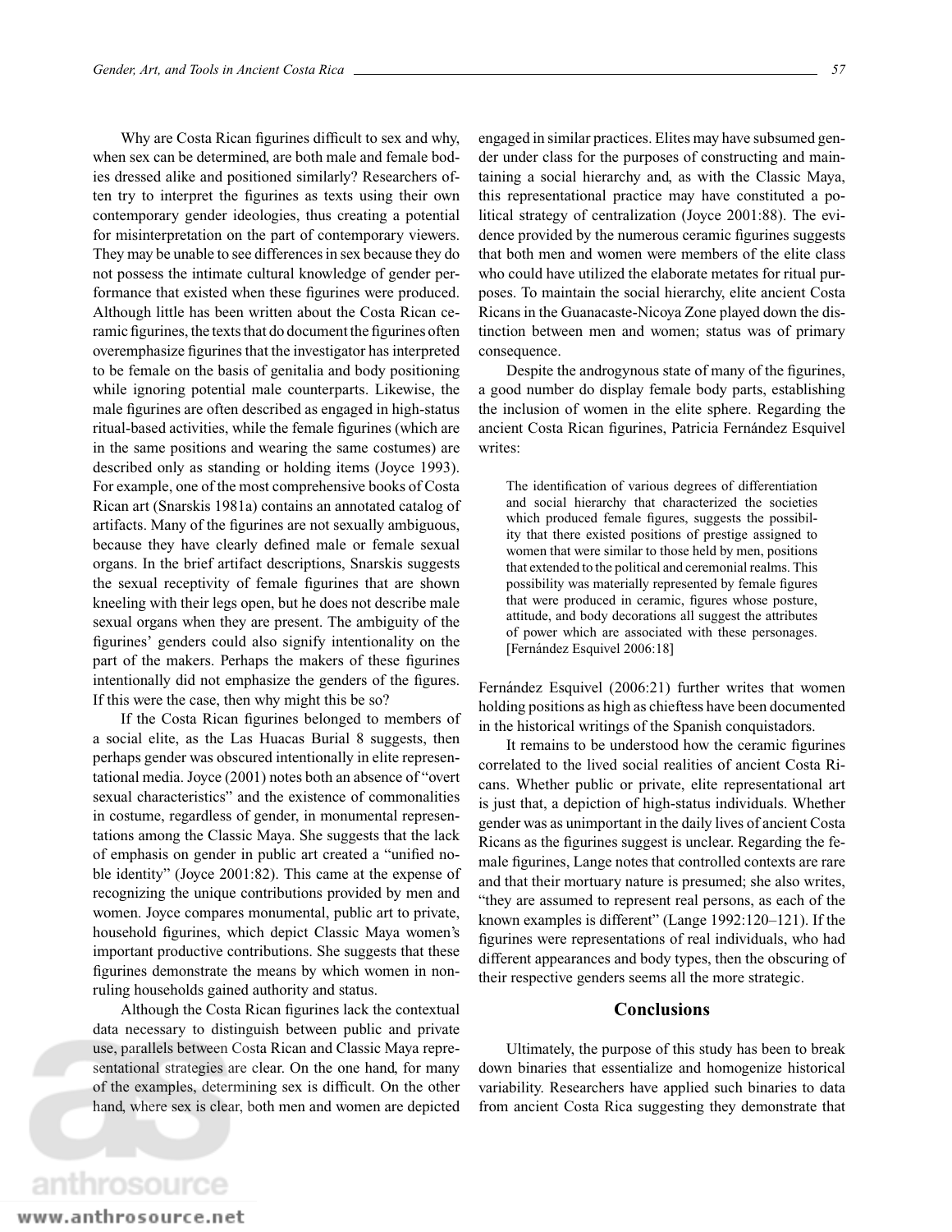Why are Costa Rican figurines difficult to sex and why, when sex can be determined, are both male and female bodies dressed alike and positioned similarly? Researchers often try to interpret the figurines as texts using their own contemporary gender ideologies, thus creating a potential for misinterpretation on the part of contemporary viewers. They may be unable to see differences in sex because they do not possess the intimate cultural knowledge of gender performance that existed when these figurines were produced. Although little has been written about the Costa Rican ceramic figurines, the texts that do document the figurines often overemphasize figurines that the investigator has interpreted to be female on the basis of genitalia and body positioning while ignoring potential male counterparts. Likewise, the male figurines are often described as engaged in high-status ritual-based activities, while the female figurines (which are in the same positions and wearing the same costumes) are described only as standing or holding items (Joyce 1993). For example, one of the most comprehensive books of Costa Rican art (Snarskis 1981a) contains an annotated catalog of artifacts. Many of the figurines are not sexually ambiguous, because they have clearly defined male or female sexual organs. In the brief artifact descriptions, Snarskis suggests the sexual receptivity of female figurines that are shown kneeling with their legs open, but he does not describe male sexual organs when they are present. The ambiguity of the figurines' genders could also signify intentionality on the part of the makers. Perhaps the makers of these figurines intentionally did not emphasize the genders of the figures. If this were the case, then why might this be so?

If the Costa Rican figurines belonged to members of a social elite, as the Las Huacas Burial 8 suggests, then perhaps gender was obscured intentionally in elite representational media. Joyce (2001) notes both an absence of "overt sexual characteristics" and the existence of commonalities in costume, regardless of gender, in monumental representations among the Classic Maya. She suggests that the lack of emphasis on gender in public art created a "unified noble identity" (Joyce 2001:82). This came at the expense of recognizing the unique contributions provided by men and women. Joyce compares monumental, public art to private, household figurines, which depict Classic Maya women's important productive contributions. She suggests that these figurines demonstrate the means by which women in nonruling households gained authority and status.

Although the Costa Rican figurines lack the contextual data necessary to distinguish between public and private use, parallels between Costa Rican and Classic Maya representational strategies are clear. On the one hand, for many of the examples, determining sex is difficult. On the other hand, where sex is clear, both men and women are depicted engaged in similar practices. Elites may have subsumed gender under class for the purposes of constructing and maintaining a social hierarchy and, as with the Classic Maya, this representational practice may have constituted a political strategy of centralization (Joyce 2001:88). The evidence provided by the numerous ceramic figurines suggests that both men and women were members of the elite class who could have utilized the elaborate metates for ritual purposes. To maintain the social hierarchy, elite ancient Costa Ricans in the Guanacaste-Nicoya Zone played down the distinction between men and women; status was of primary consequence.

Despite the androgynous state of many of the figurines, a good number do display female body parts, establishing the inclusion of women in the elite sphere. Regarding the ancient Costa Rican figurines, Patricia Fernández Esquivel writes:

> The identification of various degrees of differentiation and social hierarchy that characterized the societies which produced female figures, suggests the possibility that there existed positions of prestige assigned to women that were similar to those held by men, positions that extended to the political and ceremonial realms. This possibility was materially represented by female figures that were produced in ceramic, figures whose posture, attitude, and body decorations all suggest the attributes of power which are associated with these personages. [Fernández Esquivel 2006:18]

Fernández Esquivel (2006:21) further writes that women holding positions as high as chieftess have been documented in the historical writings of the Spanish conquistadors.

It remains to be understood how the ceramic figurines correlated to the lived social realities of ancient Costa Ricans. Whether public or private, elite representational art is just that, a depiction of high-status individuals. Whether gender was as unimportant in the daily lives of ancient Costa Ricans as the figurines suggest is unclear. Regarding the female figurines, Lange notes that controlled contexts are rare and that their mortuary nature is presumed; she also writes, "they are assumed to represent real persons, as each of the known examples is different" (Lange 1992:120–121). If the figurines were representations of real individuals, who had different appearances and body types, then the obscuring of their respective genders seems all the more strategic.

## Conclusions

Ultimately, the purpose of this study has been to break down binaries that essentialize and homogenize historical variability. Researchers have applied such binaries to data from ancient Costa Rica suggesting they demonstrate that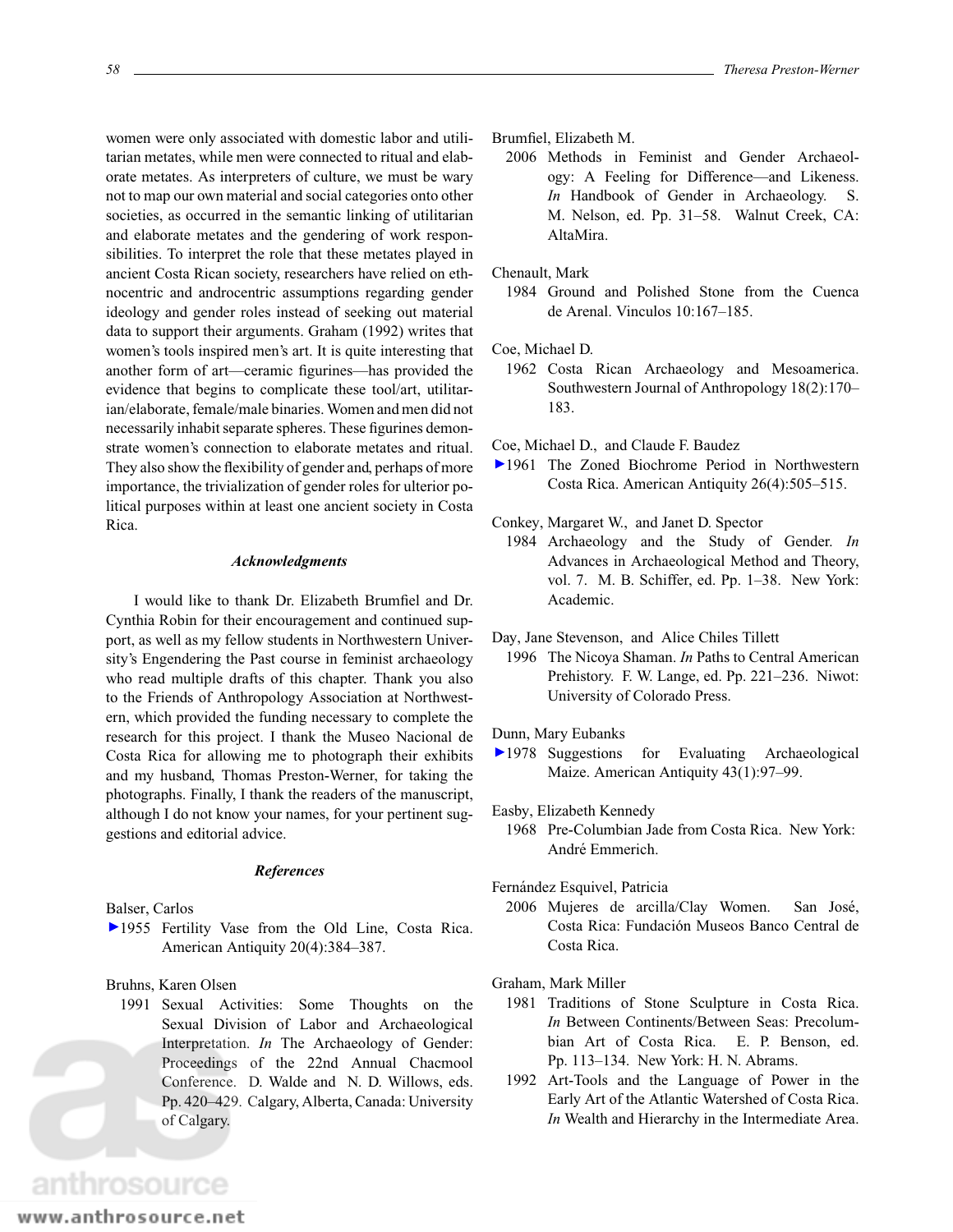women were only associated with domestic labor and utilitarian metates, while men were connected to ritual and elaborate metates. As interpreters of culture, we must be wary not to map our own material and social categories onto other societies, as occurred in the semantic linking of utilitarian and elaborate metates and the gendering of work responsibilities. To interpret the role that these metates played in ancient Costa Rican society, researchers have relied on ethnocentric and androcentric assumptions regarding gender ideology and gender roles instead of seeking out material data to support their arguments. Graham (1992) writes that women's tools inspired men's art. It is quite interesting that another form of art—ceramic figurines—has provided the evidence that begins to complicate these tool/art, utilitarian/elaborate, female/male binaries. Women and men did not necessarily inhabit separate spheres. These figurines demonstrate women's connection to elaborate metates and ritual. They also show the flexibility of gender and, perhaps of more importance, the trivialization of gender roles for ulterior political purposes within at least one ancient society in Costa Rica.

### *Acknowledgments*

I would like to thank Dr. Elizabeth Brumfiel and Dr. Cynthia Robin for their encouragement and continued support, as well as my fellow students in Northwestern University's Engendering the Past course in feminist archaeology who read multiple drafts of this chapter. Thank you also to the Friends of Anthropology Association at Northwestern, which provided the funding necessary to complete the research for this project. I thank the Museo Nacional de Costa Rica for allowing me to photograph their exhibits and my husband, Thomas Preston-Werner, for taking the photographs. Finally, I thank the readers of the manuscript, although I do not know your names, for your pertinent suggestions and editorial advice.

### *References*

Balser, Carlos
1955 Fertility Vase from the Old Line, Costa Rica. American Antiquity 20(4):384–387.

Bruhns, Karen Olsen
1991 Sexual Activities: Some Thoughts on the Sexual Division of Labor and Archaeological Interpretation. *In* The Archaeology of Gender: Proceedings of the 22nd Annual Chacmool Conference. D. Walde and N. D. Willows, eds. Pp. 420–429. Calgary, Alberta, Canada: University of Calgary.

Brumfiel, Elizabeth M.
2006 Methods in Feminist and Gender Archaeology: A Feeling for Difference—and Likeness. *In* Handbook of Gender in Archaeology. S. M. Nelson, ed. Pp. 31–58. Walnut Creek, CA: AltaMira.

Chenault, Mark
1984 Ground and Polished Stone from the Cuenca de Arenal. Vinculos 10:167–185.

Coe, Michael D.
1962 Costa Rican Archaeology and Mesoamerica. Southwestern Journal of Anthropology 18(2):170–183.

Coe, Michael D., and Claude F. Baudez
1961 The Zoned Biochrome Period in Northwestern Costa Rica. American Antiquity 26(4):505–515.

Conkey, Margaret W., and Janet D. Spector
1984 Archaeology and the Study of Gender. *In* Advances in Archaeological Method and Theory, vol. 7. M. B. Schiffer, ed. Pp. 1–38. New York: Academic.

Day, Jane Stevenson, and Alice Chiles Tillett
1996 The Nicoya Shaman. *In* Paths to Central American Prehistory. F. W. Lange, ed. Pp. 221–236. Niwot: University of Colorado Press.

Dunn, Mary Eubanks
1978 Suggestions for Evaluating Archaeological Maize. American Antiquity 43(1):97–99.

Easby, Elizabeth Kennedy
1968 Pre-Columbian Jade from Costa Rica. New York: André Emmerich.

Fernández Esquivel, Patricia
2006 Mujeres de arcilla/Clay Women. San José, Costa Rica: Fundación Museos Banco Central de Costa Rica.

Graham, Mark Miller
1981 Traditions of Stone Sculpture in Costa Rica. *In* Between Continents/Between Seas: Precolumbian Art of Costa Rica. E. P. Benson, ed. Pp. 113–134. New York: H. N. Abrams.
1992 Art-Tools and the Language of Power in the Early Art of the Atlantic Watershed of Costa Rica. *In* Wealth and Hierarchy in the Intermediate Area.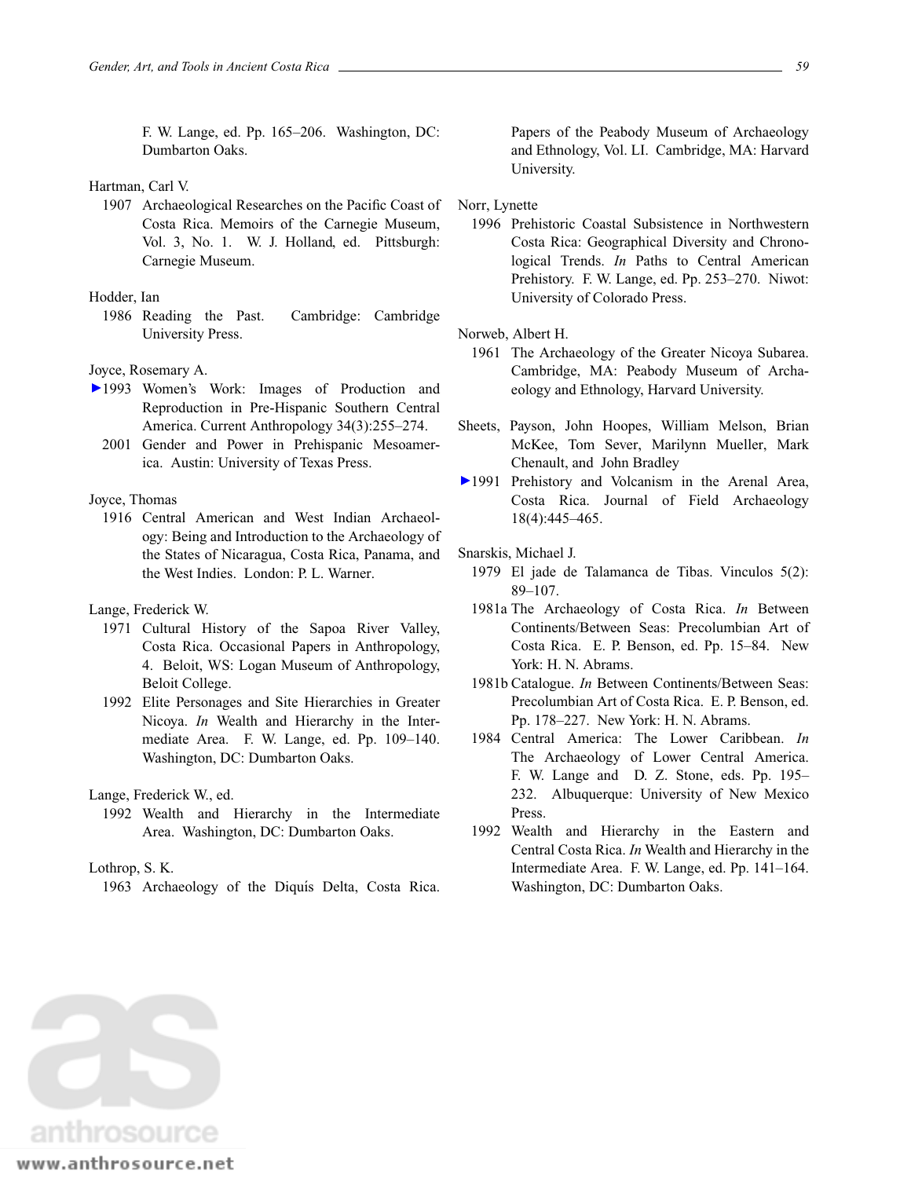F. W. Lange, ed. Pp. 165–206. Washington, DC: Dumbarton Oaks.

Hartman, Carl V.

1907 Archaeological Researches on the Pacific Coast of Costa Rica. Memoirs of the Carnegie Museum, Vol. 3, No. 1. W. J. Holland, ed. Pittsburgh: Carnegie Museum.

Hodder, Ian

1986 Reading the Past. Cambridge: Cambridge University Press.

Joyce, Rosemary A.

1993 Women's Work: Images of Production and Reproduction in Pre-Hispanic Southern Central America. Current Anthropology 34(3):255–274.

2001 Gender and Power in Prehispanic Mesoamerica. Austin: University of Texas Press.

Joyce, Thomas

1916 Central American and West Indian Archaeology: Being and Introduction to the Archaeology of the States of Nicaragua, Costa Rica, Panama, and the West Indies. London: P. L. Warner.

Lange, Frederick W.

1971 Cultural History of the Sapoa River Valley, Costa Rica. Occasional Papers in Anthropology, 4. Beloit, WS: Logan Museum of Anthropology, Beloit College.

1992 Elite Personages and Site Hierarchies in Greater Nicoya. *In* Wealth and Hierarchy in the Intermediate Area. F. W. Lange, ed. Pp. 109–140. Washington, DC: Dumbarton Oaks.

Lange, Frederick W., ed.

1992 Wealth and Hierarchy in the Intermediate Area. Washington, DC: Dumbarton Oaks.

Lothrop, S. K.

1963 Archaeology of the Diquís Delta, Costa Rica. Papers of the Peabody Museum of Archaeology and Ethnology, Vol. LI. Cambridge, MA: Harvard University.

Norr, Lynette

1996 Prehistoric Coastal Subsistence in Northwestern Costa Rica: Geographical Diversity and Chronological Trends. *In* Paths to Central American Prehistory. F. W. Lange, ed. Pp. 253–270. Niwot: University of Colorado Press.

Norweb, Albert H.

1961 The Archaeology of the Greater Nicoya Subarea. Cambridge, MA: Peabody Museum of Archaeology and Ethnology, Harvard University.

Sheets, Payson, John Hoopes, William Melson, Brian McKee, Tom Sever, Marilynn Mueller, Mark Chenault, and John Bradley

1991 Prehistory and Volcanism in the Arenal Area, Costa Rica. Journal of Field Archaeology 18(4):445–465.

Snarskis, Michael J.

1979 El jade de Talamanca de Tibas. Vinculos 5(2): 89–107.

1981a The Archaeology of Costa Rica. *In* Between Continents/Between Seas: Precolumbian Art of Costa Rica. E. P. Benson, ed. Pp. 15–84. New York: H. N. Abrams.

1981b Catalogue. *In* Between Continents/Between Seas: Precolumbian Art of Costa Rica. E. P. Benson, ed. Pp. 178–227. New York: H. N. Abrams.

1984 Central America: The Lower Caribbean. *In* The Archaeology of Lower Central America. F. W. Lange and D. Z. Stone, eds. Pp. 195–232. Albuquerque: University of New Mexico Press.

1992 Wealth and Hierarchy in the Eastern and Central Costa Rica. *In* Wealth and Hierarchy in the Intermediate Area. F. W. Lange, ed. Pp. 141–164. Washington, DC: Dumbarton Oaks.